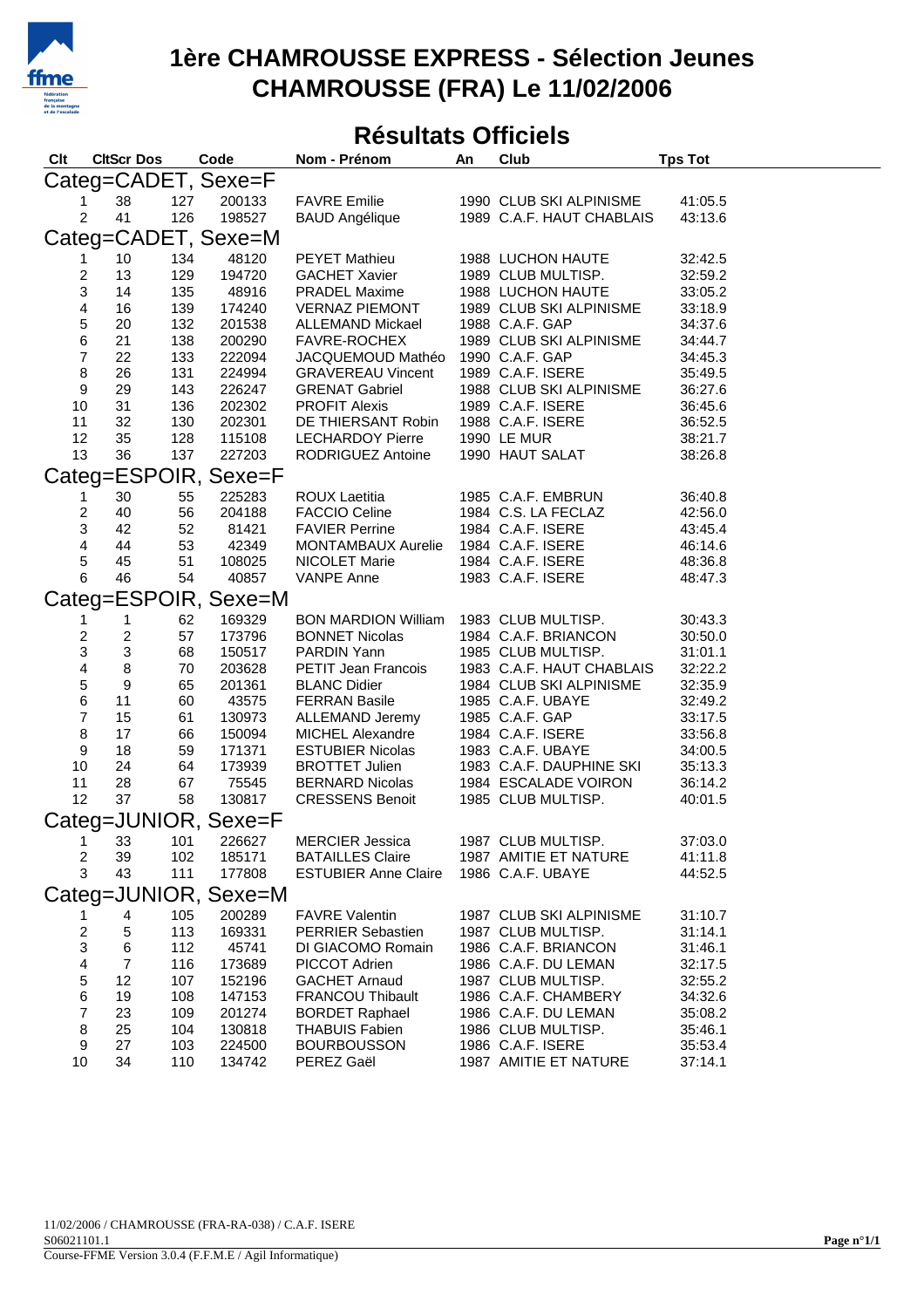# 1ère CHAMROUSSE EXPRESS - Sélection Jeunes
# CHAMROUSSE (FRA) Le 11/02/2006

## Résultats Officiels

| Clt | CltScr | Dos | Code | Nom - Prénom | An | Club | Tps Tot |
|---|---|---|---|---|---|---|---|
| **Categ=CADET, Sexe=F** | | | | | | | |
| 1 | 38 | 127 | 200133 | FAVRE Emilie | 1990 | CLUB SKI ALPINISME | 41:05.5 |
| 2 | 41 | 126 | 198527 | BAUD Angélique | 1989 | C.A.F. HAUT CHABLAIS | 43:13.6 |
| **Categ=CADET, Sexe=M** | | | | | | | |
| 1 | 10 | 134 | 48120 | PEYET Mathieu | 1988 | LUCHON HAUTE | 32:42.5 |
| 2 | 13 | 129 | 194720 | GACHET Xavier | 1989 | CLUB MULTISP. | 32:59.2 |
| 3 | 14 | 135 | 48916 | PRADEL Maxime | 1988 | LUCHON HAUTE | 33:05.2 |
| 4 | 16 | 139 | 174240 | VERNAZ PIEMONT | 1989 | CLUB SKI ALPINISME | 33:18.9 |
| 5 | 20 | 132 | 201538 | ALLEMAND Mickael | 1988 | C.A.F. GAP | 34:37.6 |
| 6 | 21 | 138 | 200290 | FAVRE-ROCHEX | 1989 | CLUB SKI ALPINISME | 34:44.7 |
| 7 | 22 | 133 | 222094 | JACQUEMOUD Mathéo | 1990 | C.A.F. GAP | 34:45.3 |
| 8 | 26 | 131 | 224994 | GRAVEREAU Vincent | 1989 | C.A.F. ISERE | 35:49.5 |
| 9 | 29 | 143 | 226247 | GRENAT Gabriel | 1988 | CLUB SKI ALPINISME | 36:27.6 |
| 10 | 31 | 136 | 202302 | PROFIT Alexis | 1989 | C.A.F. ISERE | 36:45.6 |
| 11 | 32 | 130 | 202301 | DE THIERSANT Robin | 1988 | C.A.F. ISERE | 36:52.5 |
| 12 | 35 | 128 | 115108 | LECHARDOY Pierre | 1990 | LE MUR | 38:21.7 |
| 13 | 36 | 137 | 227203 | RODRIGUEZ Antoine | 1990 | HAUT SALAT | 38:26.8 |
| **Categ=ESPOIR, Sexe=F** | | | | | | | |
| 1 | 30 | 55 | 225283 | ROUX Laetitia | 1985 | C.A.F. EMBRUN | 36:40.8 |
| 2 | 40 | 56 | 204188 | FACCIO Celine | 1984 | C.S. LA FECLAZ | 42:56.0 |
| 3 | 42 | 52 | 81421 | FAVIER Perrine | 1984 | C.A.F. ISERE | 43:45.4 |
| 4 | 44 | 53 | 42349 | MONTAMBAUX Aurelie | 1984 | C.A.F. ISERE | 46:14.6 |
| 5 | 45 | 51 | 108025 | NICOLET Marie | 1984 | C.A.F. ISERE | 48:36.8 |
| 6 | 46 | 54 | 40857 | VANPE Anne | 1983 | C.A.F. ISERE | 48:47.3 |
| **Categ=ESPOIR, Sexe=M** | | | | | | | |
| 1 | 1 | 62 | 169329 | BON MARDION William | 1983 | CLUB MULTISP. | 30:43.3 |
| 2 | 2 | 57 | 173796 | BONNET Nicolas | 1984 | C.A.F. BRIANCON | 30:50.0 |
| 3 | 3 | 68 | 150517 | PARDIN Yann | 1985 | CLUB MULTISP. | 31:01.1 |
| 4 | 8 | 70 | 203628 | PETIT Jean Francois | 1983 | C.A.F. HAUT CHABLAIS | 32:22.2 |
| 5 | 9 | 65 | 201361 | BLANC Didier | 1984 | CLUB SKI ALPINISME | 32:35.9 |
| 6 | 11 | 60 | 43575 | FERRAN Basile | 1985 | C.A.F. UBAYE | 32:49.2 |
| 7 | 15 | 61 | 130973 | ALLEMAND Jeremy | 1985 | C.A.F. GAP | 33:17.5 |
| 8 | 17 | 66 | 150094 | MICHEL Alexandre | 1984 | C.A.F. ISERE | 33:56.8 |
| 9 | 18 | 59 | 171371 | ESTUBIER Nicolas | 1983 | C.A.F. UBAYE | 34:00.5 |
| 10 | 24 | 64 | 173939 | BROTTET Julien | 1983 | C.A.F. DAUPHINE SKI | 35:13.3 |
| 11 | 28 | 67 | 75545 | BERNARD Nicolas | 1984 | ESCALADE VOIRON | 36:14.2 |
| 12 | 37 | 58 | 130817 | CRESSENS Benoit | 1985 | CLUB MULTISP. | 40:01.5 |
| **Categ=JUNIOR, Sexe=F** | | | | | | | |
| 1 | 33 | 101 | 226627 | MERCIER Jessica | 1987 | CLUB MULTISP. | 37:03.0 |
| 2 | 39 | 102 | 185171 | BATAILLES Claire | 1987 | AMITIE ET NATURE | 41:11.8 |
| 3 | 43 | 111 | 177808 | ESTUBIER Anne Claire | 1986 | C.A.F. UBAYE | 44:52.5 |
| **Categ=JUNIOR, Sexe=M** | | | | | | | |
| 1 | 4 | 105 | 200289 | FAVRE Valentin | 1987 | CLUB SKI ALPINISME | 31:10.7 |
| 2 | 5 | 113 | 169331 | PERRIER Sebastien | 1987 | CLUB MULTISP. | 31:14.1 |
| 3 | 6 | 112 | 45741 | DI GIACOMO Romain | 1986 | C.A.F. BRIANCON | 31:46.1 |
| 4 | 7 | 116 | 173689 | PICCOT Adrien | 1986 | C.A.F. DU LEMAN | 32:17.5 |
| 5 | 12 | 107 | 152196 | GACHET Arnaud | 1987 | CLUB MULTISP. | 32:55.2 |
| 6 | 19 | 108 | 147153 | FRANCOU Thibault | 1986 | C.A.F. CHAMBERY | 34:32.6 |
| 7 | 23 | 109 | 201274 | BORDET Raphael | 1986 | C.A.F. DU LEMAN | 35:08.2 |
| 8 | 25 | 104 | 130818 | THABUIS Fabien | 1986 | CLUB MULTISP. | 35:46.1 |
| 9 | 27 | 103 | 224500 | BOURBOUSSON | 1986 | C.A.F. ISERE | 35:53.4 |
| 10 | 34 | 110 | 134742 | PEREZ Gaël | 1987 | AMITIE ET NATURE | 37:14.1 |

11/02/2006 / CHAMROUSSE (FRA-RA-038) / C.A.F. ISERE
S06021101.1
Course-FFME Version 3.0.4 (F.F.M.E / Agil Informatique)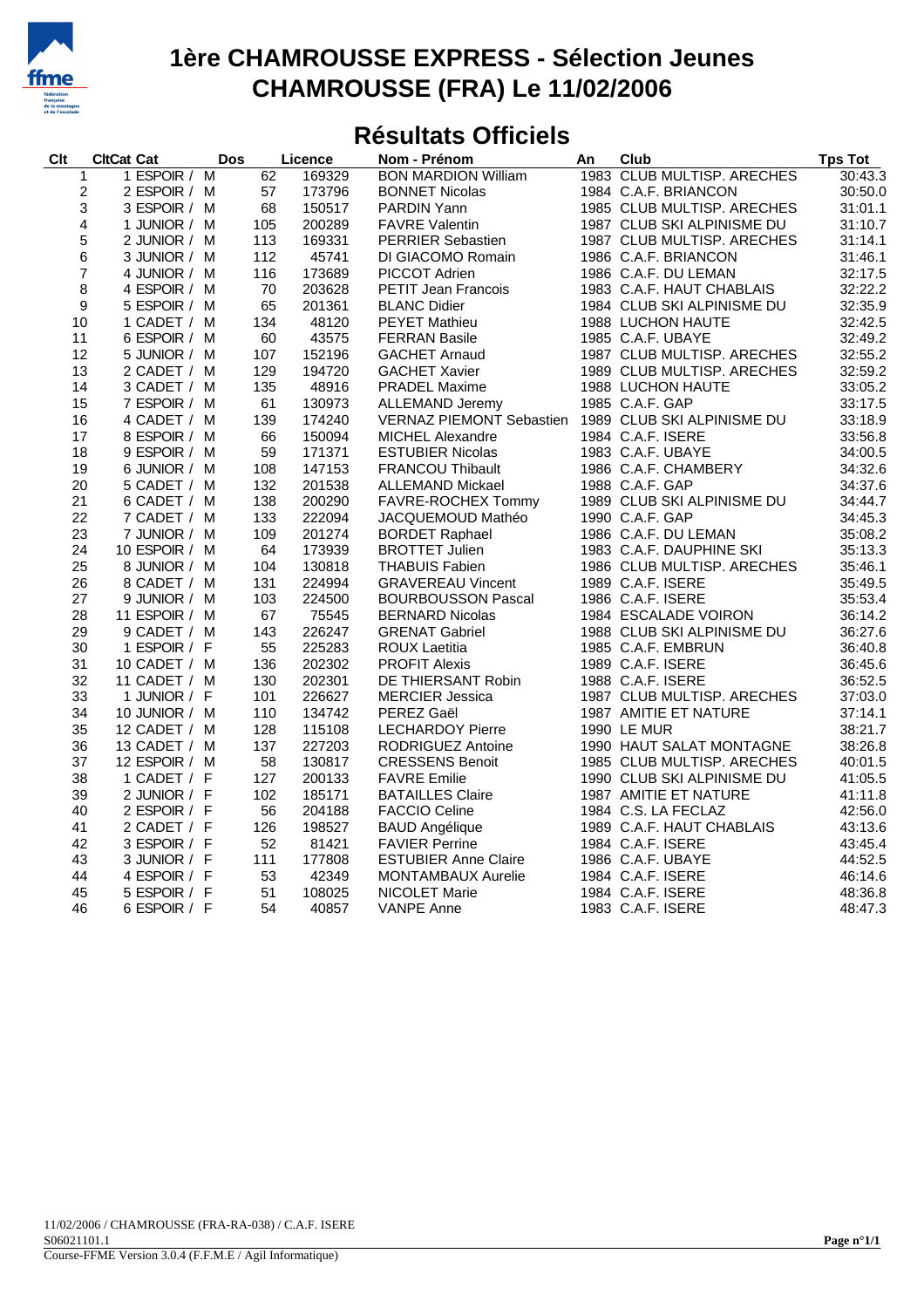# 1ère CHAMROUSSE EXPRESS - Sélection Jeunes
# CHAMROUSSE (FRA) Le 11/02/2006

## Résultats Officiels

| Clt | CltCat Cat | Dos | Licence | Nom - Prénom | An | Club | Tps Tot |
|---|---|---|---|---|---|---|---|
| 1 | 1 ESPOIR / M | 62 | 169329 | BON MARDION William | 1983 | CLUB MULTISP. ARECHES | 30:43.3 |
| 2 | 2 ESPOIR / M | 57 | 173796 | BONNET Nicolas | 1984 | C.A.F. BRIANCON | 30:50.0 |
| 3 | 3 ESPOIR / M | 68 | 150517 | PARDIN Yann | 1985 | CLUB MULTISP. ARECHES | 31:01.1 |
| 4 | 1 JUNIOR / M | 105 | 200289 | FAVRE Valentin | 1987 | CLUB SKI ALPINISME DU | 31:10.7 |
| 5 | 2 JUNIOR / M | 113 | 169331 | PERRIER Sebastien | 1987 | CLUB MULTISP. ARECHES | 31:14.1 |
| 6 | 3 JUNIOR / M | 112 | 45741 | DI GIACOMO Romain | 1986 | C.A.F. BRIANCON | 31:46.1 |
| 7 | 4 JUNIOR / M | 116 | 173689 | PICCOT Adrien | 1986 | C.A.F. DU LEMAN | 32:17.5 |
| 8 | 4 ESPOIR / M | 70 | 203628 | PETIT Jean Francois | 1983 | C.A.F. HAUT CHABLAIS | 32:22.2 |
| 9 | 5 ESPOIR / M | 65 | 201361 | BLANC Didier | 1984 | CLUB SKI ALPINISME DU | 32:35.9 |
| 10 | 1 CADET / M | 134 | 48120 | PEYET Mathieu | 1988 | LUCHON HAUTE | 32:42.5 |
| 11 | 6 ESPOIR / M | 60 | 43575 | FERRAN Basile | 1985 | C.A.F. UBAYE | 32:49.2 |
| 12 | 5 JUNIOR / M | 107 | 152196 | GACHET Arnaud | 1987 | CLUB MULTISP. ARECHES | 32:55.2 |
| 13 | 2 CADET / M | 129 | 194720 | GACHET Xavier | 1989 | CLUB MULTISP. ARECHES | 32:59.2 |
| 14 | 3 CADET / M | 135 | 48916 | PRADEL Maxime | 1988 | LUCHON HAUTE | 33:05.2 |
| 15 | 7 ESPOIR / M | 61 | 130973 | ALLEMAND Jeremy | 1985 | C.A.F. GAP | 33:17.5 |
| 16 | 4 CADET / M | 139 | 174240 | VERNAZ PIEMONT Sebastien | 1989 | CLUB SKI ALPINISME DU | 33:18.9 |
| 17 | 8 ESPOIR / M | 66 | 150094 | MICHEL Alexandre | 1984 | C.A.F. ISERE | 33:56.8 |
| 18 | 9 ESPOIR / M | 59 | 171371 | ESTUBIER Nicolas | 1983 | C.A.F. UBAYE | 34:00.5 |
| 19 | 6 JUNIOR / M | 108 | 147153 | FRANCOU Thibault | 1986 | C.A.F. CHAMBERY | 34:32.6 |
| 20 | 5 CADET / M | 132 | 201538 | ALLEMAND Mickael | 1988 | C.A.F. GAP | 34:37.6 |
| 21 | 6 CADET / M | 138 | 200290 | FAVRE-ROCHEX Tommy | 1989 | CLUB SKI ALPINISME DU | 34:44.7 |
| 22 | 7 CADET / M | 133 | 222094 | JACQUEMOUD Mathéo | 1990 | C.A.F. GAP | 34:45.3 |
| 23 | 7 JUNIOR / M | 109 | 201274 | BORDET Raphael | 1986 | C.A.F. DU LEMAN | 35:08.2 |
| 24 | 10 ESPOIR / M | 64 | 173939 | BROTTET Julien | 1983 | C.A.F. DAUPHINE SKI | 35:13.3 |
| 25 | 8 JUNIOR / M | 104 | 130818 | THABUIS Fabien | 1986 | CLUB MULTISP. ARECHES | 35:46.1 |
| 26 | 8 CADET / M | 131 | 224994 | GRAVEREAU Vincent | 1989 | C.A.F. ISERE | 35:49.5 |
| 27 | 9 JUNIOR / M | 103 | 224500 | BOURBOUSSON Pascal | 1986 | C.A.F. ISERE | 35:53.4 |
| 28 | 11 ESPOIR / M | 67 | 75545 | BERNARD Nicolas | 1984 | ESCALADE VOIRON | 36:14.2 |
| 29 | 9 CADET / M | 143 | 226247 | GRENAT Gabriel | 1988 | CLUB SKI ALPINISME DU | 36:27.6 |
| 30 | 1 ESPOIR / F | 55 | 225283 | ROUX Laetitia | 1985 | C.A.F. EMBRUN | 36:40.8 |
| 31 | 10 CADET / M | 136 | 202302 | PROFIT Alexis | 1989 | C.A.F. ISERE | 36:45.6 |
| 32 | 11 CADET / M | 130 | 202301 | DE THIERSANT Robin | 1988 | C.A.F. ISERE | 36:52.5 |
| 33 | 1 JUNIOR / F | 101 | 226627 | MERCIER Jessica | 1987 | CLUB MULTISP. ARECHES | 37:03.0 |
| 34 | 10 JUNIOR / M | 110 | 134742 | PEREZ Gaël | 1987 | AMITIE ET NATURE | 37:14.1 |
| 35 | 12 CADET / M | 128 | 115108 | LECHARDOY Pierre | 1990 | LE MUR | 38:21.7 |
| 36 | 13 CADET / M | 137 | 227203 | RODRIGUEZ Antoine | 1990 | HAUT SALAT MONTAGNE | 38:26.8 |
| 37 | 12 ESPOIR / M | 58 | 130817 | CRESSENS Benoit | 1985 | CLUB MULTISP. ARECHES | 40:01.5 |
| 38 | 1 CADET / F | 127 | 200133 | FAVRE Emilie | 1990 | CLUB SKI ALPINISME DU | 41:05.5 |
| 39 | 2 JUNIOR / F | 102 | 185171 | BATAILLES Claire | 1987 | AMITIE ET NATURE | 41:11.8 |
| 40 | 2 ESPOIR / F | 56 | 204188 | FACCIO Celine | 1984 | C.S. LA FECLAZ | 42:56.0 |
| 41 | 2 CADET / F | 126 | 198527 | BAUD Angélique | 1989 | C.A.F. HAUT CHABLAIS | 43:13.6 |
| 42 | 3 ESPOIR / F | 52 | 81421 | FAVIER Perrine | 1984 | C.A.F. ISERE | 43:45.4 |
| 43 | 3 JUNIOR / F | 111 | 177808 | ESTUBIER Anne Claire | 1986 | C.A.F. UBAYE | 44:52.5 |
| 44 | 4 ESPOIR / F | 53 | 42349 | MONTAMBAUX Aurelie | 1984 | C.A.F. ISERE | 46:14.6 |
| 45 | 5 ESPOIR / F | 51 | 108025 | NICOLET Marie | 1984 | C.A.F. ISERE | 48:36.8 |
| 46 | 6 ESPOIR / F | 54 | 40857 | VANPE Anne | 1983 | C.A.F. ISERE | 48:47.3 |

11/02/2006 / CHAMROUSSE (FRA-RA-038) / C.A.F. ISERE
S06021101.1
Course-FFME Version 3.0.4 (F.F.M.E / Agil Informatique)